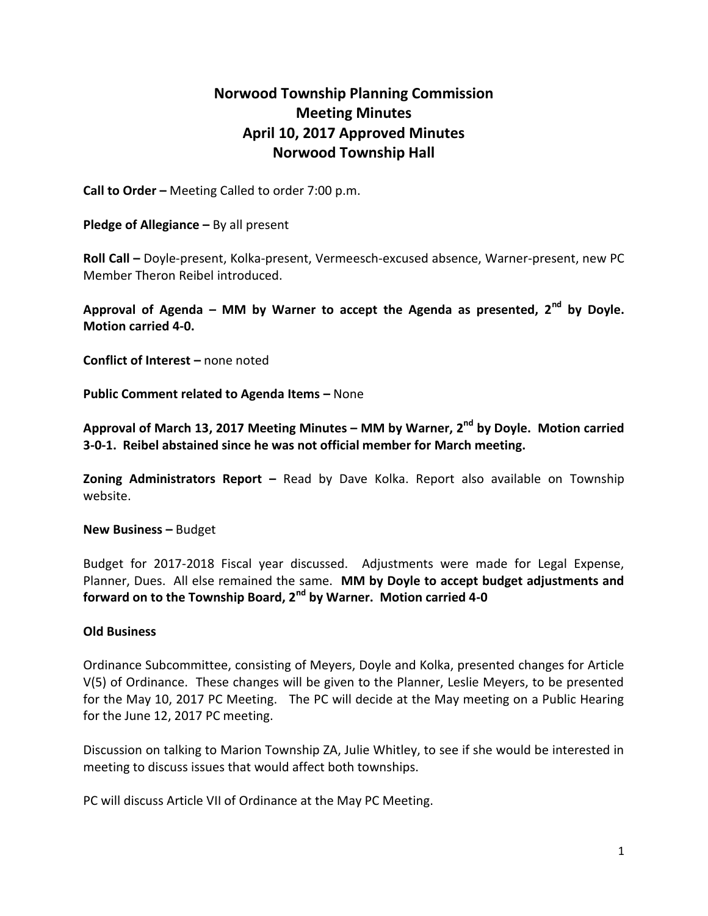# Norwood Township Planning Commission
# Meeting Minutes
# April 10, 2017 Approved Minutes
# Norwood Township Hall

**Call to Order –** Meeting Called to order 7:00 p.m.

**Pledge of Allegiance –** By all present

**Roll Call –** Doyle-present, Kolka-present, Vermeesch-excused absence, Warner-present, new PC Member Theron Reibel introduced.

**Approval of Agenda – MM by Warner to accept the Agenda as presented, 2nd by Doyle. Motion carried 4-0.**

**Conflict of Interest –** none noted

**Public Comment related to Agenda Items –** None

**Approval of March 13, 2017 Meeting Minutes – MM by Warner, 2nd by Doyle. Motion carried 3-0-1. Reibel abstained since he was not official member for March meeting.**

**Zoning Administrators Report –** Read by Dave Kolka. Report also available on Township website.

**New Business –** Budget

Budget for 2017-2018 Fiscal year discussed. Adjustments were made for Legal Expense, Planner, Dues. All else remained the same. **MM by Doyle to accept budget adjustments and forward on to the Township Board, 2nd by Warner. Motion carried 4-0**

**Old Business**

Ordinance Subcommittee, consisting of Meyers, Doyle and Kolka, presented changes for Article V(5) of Ordinance. These changes will be given to the Planner, Leslie Meyers, to be presented for the May 10, 2017 PC Meeting. The PC will decide at the May meeting on a Public Hearing for the June 12, 2017 PC meeting.

Discussion on talking to Marion Township ZA, Julie Whitley, to see if she would be interested in meeting to discuss issues that would affect both townships.

PC will discuss Article VII of Ordinance at the May PC Meeting.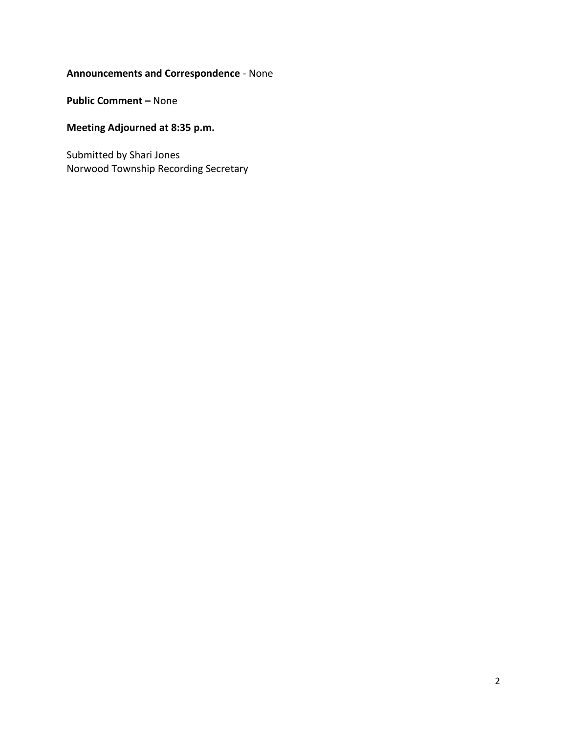**Announcements and Correspondence** - None

**Public Comment –** None

**Meeting Adjourned at 8:35 p.m.**

Submitted by Shari Jones
Norwood Township Recording Secretary